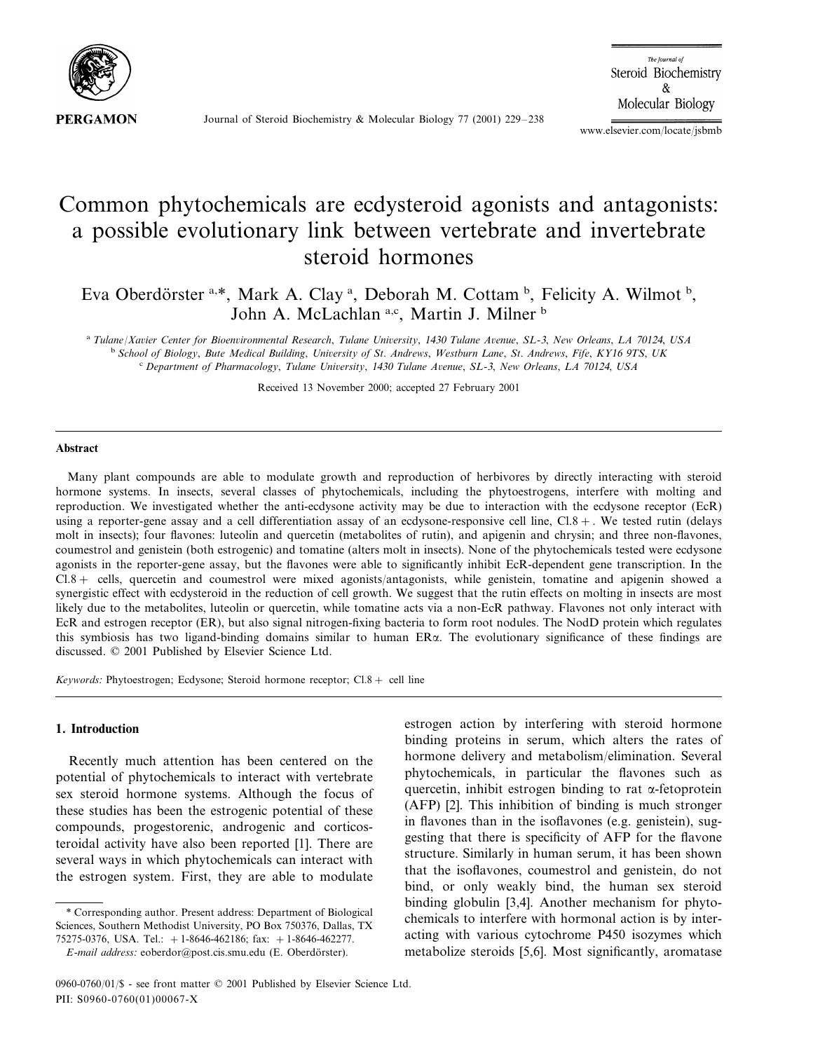# Common phytochemicals are ecdysteroid agonists and antagonists: a possible evolutionary link between vertebrate and invertebrate steroid hormones

Eva Oberdörster [a,*], Mark A. Clay [a], Deborah M. Cottam [b], Felicity A. Wilmot [b], John A. McLachlan [a,c], Martin J. Milner [b]

[a] *Tulane/Xavier Center for Bioenvironmental Research, Tulane University, 1430 Tulane Avenue, SL-3, New Orleans, LA 70124, USA*
[b] *School of Biology, Bute Medical Building, University of St. Andrews, Westburn Lane, St. Andrews, Fife, KY16 9TS, UK*
[c] *Department of Pharmacology, Tulane University, 1430 Tulane Avenue, SL-3, New Orleans, LA 70124, USA*

Received 13 November 2000; accepted 27 February 2001

## Abstract

Many plant compounds are able to modulate growth and reproduction of herbivores by directly interacting with steroid hormone systems. In insects, several classes of phytochemicals, including the phytoestrogens, interfere with molting and reproduction. We investigated whether the anti-ecdysone activity may be due to interaction with the ecdysone receptor (EcR) using a reporter-gene assay and a cell differentiation assay of an ecdysone-responsive cell line, Cl.8+. We tested rutin (delays molt in insects); four flavones: luteolin and quercetin (metabolites of rutin), and apigenin and chrysin; and three non-flavones, coumestrol and genistein (both estrogenic) and tomatine (alters molt in insects). None of the phytochemicals tested were ecdysone agonists in the reporter-gene assay, but the flavones were able to significantly inhibit EcR-dependent gene transcription. In the Cl.8+ cells, quercetin and coumestrol were mixed agonists/antagonists, while genistein, tomatine and apigenin showed a synergistic effect with ecdysteroid in the reduction of cell growth. We suggest that the rutin effects on molting in insects are most likely due to the metabolites, luteolin or quercetin, while tomatine acts via a non-EcR pathway. Flavones not only interact with EcR and estrogen receptor (ER), but also signal nitrogen-fixing bacteria to form root nodules. The NodD protein which regulates this symbiosis has two ligand-binding domains similar to human ERα. The evolutionary significance of these findings are discussed. © 2001 Published by Elsevier Science Ltd.

*Keywords:* Phytoestrogen; Ecdysone; Steroid hormone receptor; Cl.8+ cell line

## 1. Introduction

Recently much attention has been centered on the potential of phytochemicals to interact with vertebrate sex steroid hormone systems. Although the focus of these studies has been the estrogenic potential of these compounds, progestorenic, androgenic and corticosteroidal activity have also been reported [1]. There are several ways in which phytochemicals can interact with the estrogen system. First, they are able to modulate estrogen action by interfering with steroid hormone binding proteins in serum, which alters the rates of hormone delivery and metabolism/elimination. Several phytochemicals, in particular the flavones such as quercetin, inhibit estrogen binding to rat α-fetoprotein (AFP) [2]. This inhibition of binding is much stronger in flavones than in the isoflavones (e.g. genistein), suggesting that there is specificity of AFP for the flavone structure. Similarly in human serum, it has been shown that the isoflavones, coumestrol and genistein, do not bind, or only weakly bind, the human sex steroid binding globulin [3,4]. Another mechanism for phytochemicals to interfere with hormonal action is by interacting with various cytochrome P450 isozymes which metabolize steroids [5,6]. Most significantly, aromatase

\* Corresponding author. Present address: Department of Biological Sciences, Southern Methodist University, PO Box 750376, Dallas, TX 75275-0376, USA. Tel.: +1-8646-462186; fax: +1-8646-462277.
*E-mail address:* eoberdor@post.cis.smu.edu (E. Oberdörster).

0960-0760/01/$ - see front matter © 2001 Published by Elsevier Science Ltd.
PII: S0960-0760(01)00067-X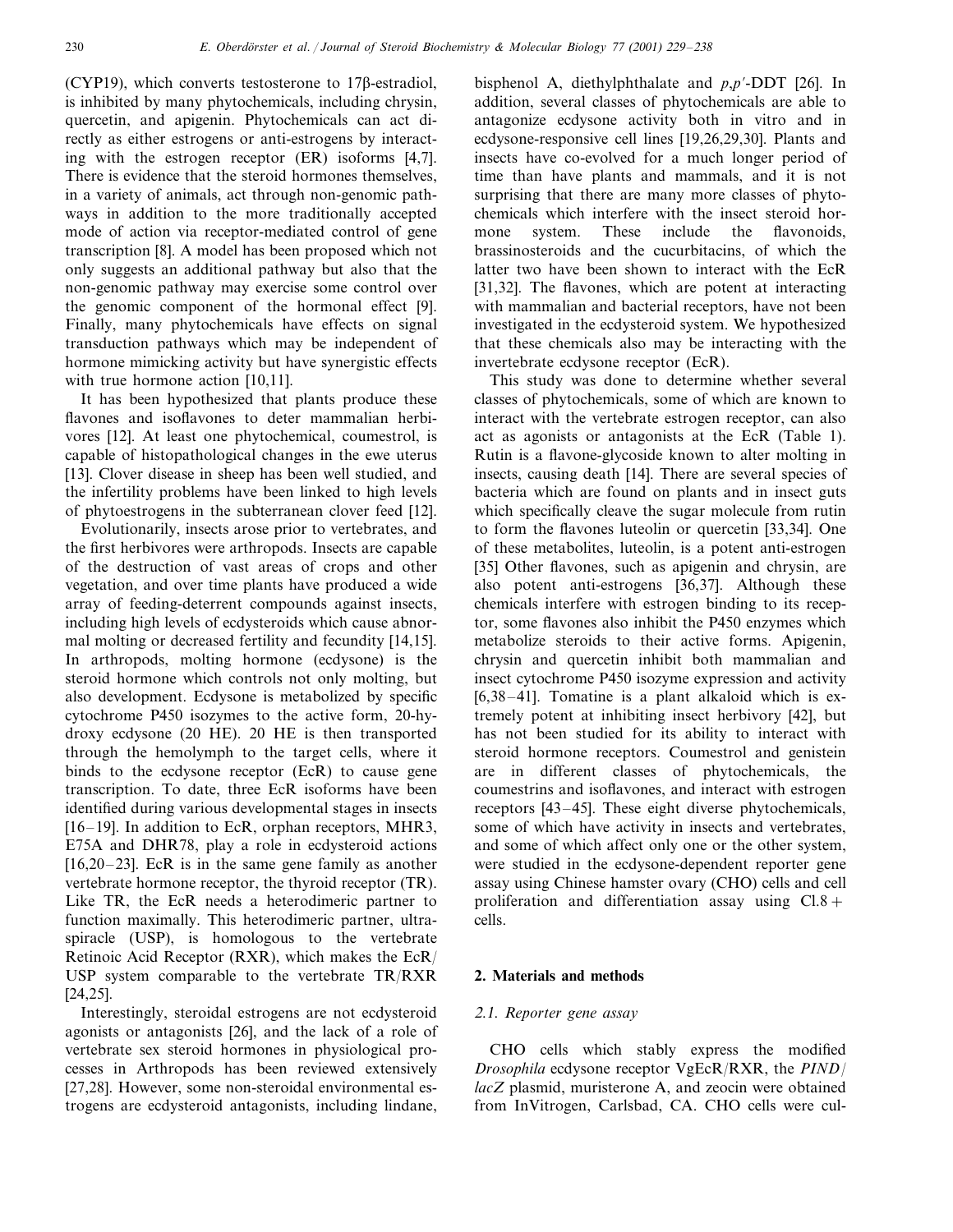(CYP19), which converts testosterone to 17β-estradiol, is inhibited by many phytochemicals, including chrysin, quercetin, and apigenin. Phytochemicals can act directly as either estrogens or anti-estrogens by interacting with the estrogen receptor (ER) isoforms [4,7]. There is evidence that the steroid hormones themselves, in a variety of animals, act through non-genomic pathways in addition to the more traditionally accepted mode of action via receptor-mediated control of gene transcription [8]. A model has been proposed which not only suggests an additional pathway but also that the non-genomic pathway may exercise some control over the genomic component of the hormonal effect [9]. Finally, many phytochemicals have effects on signal transduction pathways which may be independent of hormone mimicking activity but have synergistic effects with true hormone action [10,11].

It has been hypothesized that plants produce these flavones and isoflavones to deter mammalian herbivores [12]. At least one phytochemical, coumestrol, is capable of histopathological changes in the ewe uterus [13]. Clover disease in sheep has been well studied, and the infertility problems have been linked to high levels of phytoestrogens in the subterranean clover feed [12].

Evolutionarily, insects arose prior to vertebrates, and the first herbivores were arthropods. Insects are capable of the destruction of vast areas of crops and other vegetation, and over time plants have produced a wide array of feeding-deterrent compounds against insects, including high levels of ecdysteroids which cause abnormal molting or decreased fertility and fecundity [14,15]. In arthropods, molting hormone (ecdysone) is the steroid hormone which controls not only molting, but also development. Ecdysone is metabolized by specific cytochrome P450 isozymes to the active form, 20-hydroxy ecdysone (20 HE). 20 HE is then transported through the hemolymph to the target cells, where it binds to the ecdysone receptor (EcR) to cause gene transcription. To date, three EcR isoforms have been identified during various developmental stages in insects [16–19]. In addition to EcR, orphan receptors, MHR3, E75A and DHR78, play a role in ecdysteroid actions [16,20–23]. EcR is in the same gene family as another vertebrate hormone receptor, the thyroid receptor (TR). Like TR, the EcR needs a heterodimeric partner to function maximally. This heterodimeric partner, ultraspiracle (USP), is homologous to the vertebrate Retinoic Acid Receptor (RXR), which makes the EcR/USP system comparable to the vertebrate TR/RXR [24,25].

Interestingly, steroidal estrogens are not ecdysteroid agonists or antagonists [26], and the lack of a role of vertebrate sex steroid hormones in physiological processes in Arthropods has been reviewed extensively [27,28]. However, some non-steroidal environmental estrogens are ecdysteroid antagonists, including lindane, bisphenol A, diethylphthalate and *p*,*p*′-DDT [26]. In addition, several classes of phytochemicals are able to antagonize ecdysone activity both in vitro and in ecdysone-responsive cell lines [19,26,29,30]. Plants and insects have co-evolved for a much longer period of time than have plants and mammals, and it is not surprising that there are many more classes of phytochemicals which interfere with the insect steroid hormone system. These include the flavonoids, brassinosteroids and the cucurbitacins, of which the latter two have been shown to interact with the EcR [31,32]. The flavones, which are potent at interacting with mammalian and bacterial receptors, have not been investigated in the ecdysteroid system. We hypothesized that these chemicals also may be interacting with the invertebrate ecdysone receptor (EcR).

This study was done to determine whether several classes of phytochemicals, some of which are known to interact with the vertebrate estrogen receptor, can also act as agonists or antagonists at the EcR (Table 1). Rutin is a flavone-glycoside known to alter molting in insects, causing death [14]. There are several species of bacteria which are found on plants and in insect guts which specifically cleave the sugar molecule from rutin to form the flavones luteolin or quercetin [33,34]. One of these metabolites, luteolin, is a potent anti-estrogen [35] Other flavones, such as apigenin and chrysin, are also potent anti-estrogens [36,37]. Although these chemicals interfere with estrogen binding to its receptor, some flavones also inhibit the P450 enzymes which metabolize steroids to their active forms. Apigenin, chrysin and quercetin inhibit both mammalian and insect cytochrome P450 isozyme expression and activity [6,38–41]. Tomatine is a plant alkaloid which is extremely potent at inhibiting insect herbivory [42], but has not been studied for its ability to interact with steroid hormone receptors. Coumestrol and genistein are in different classes of phytochemicals, the coumestrins and isoflavones, and interact with estrogen receptors [43–45]. These eight diverse phytochemicals, some of which have activity in insects and vertebrates, and some of which affect only one or the other system, were studied in the ecdysone-dependent reporter gene assay using Chinese hamster ovary (CHO) cells and cell proliferation and differentiation assay using Cl.8+ cells.

## 2. Materials and methods

### 2.1. Reporter gene assay

CHO cells which stably express the modified *Drosophila* ecdysone receptor VgEcR/RXR, the *PIND*/*lacZ* plasmid, muristerone A, and zeocin were obtained from InVitrogen, Carlsbad, CA. CHO cells were cul-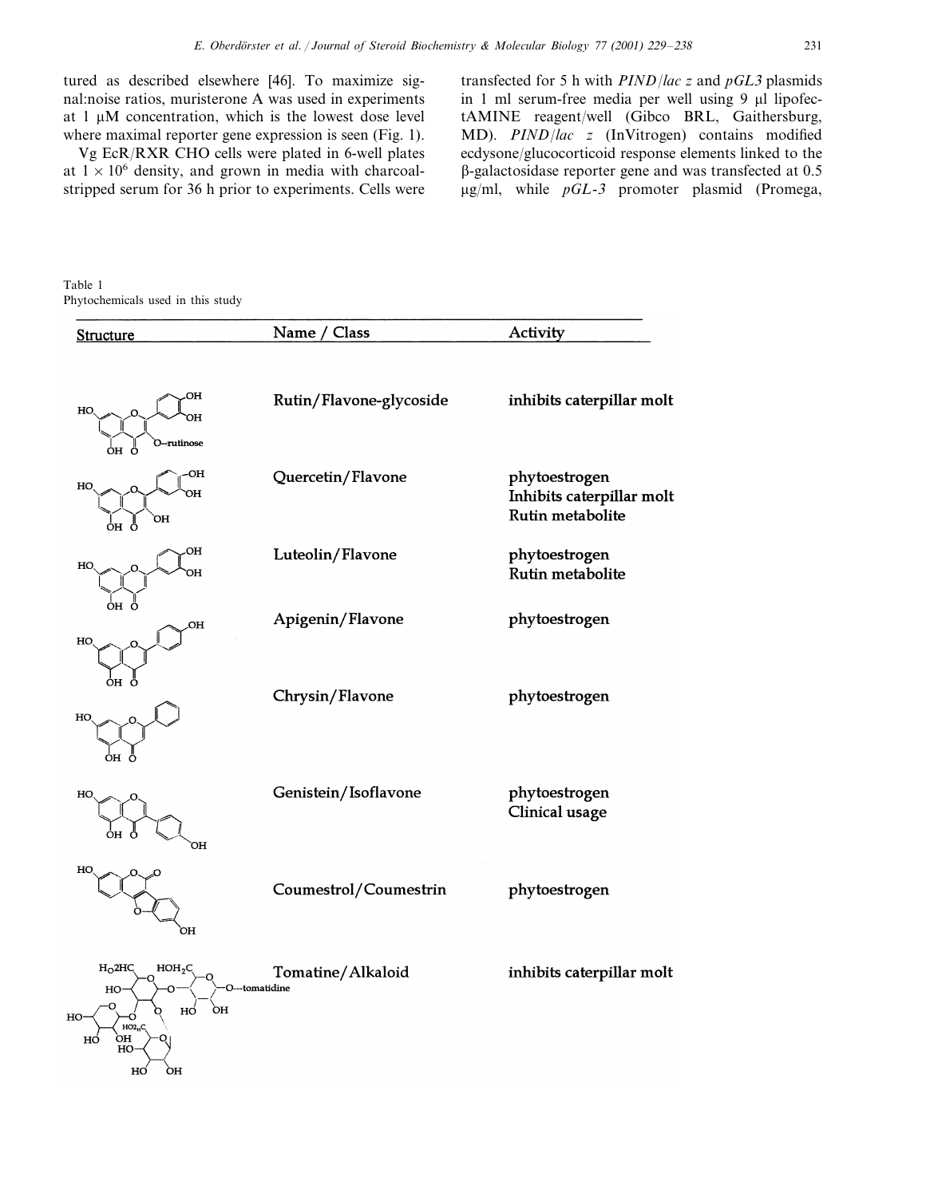tured as described elsewhere [46]. To maximize signal:noise ratios, muristerone A was used in experiments at 1 μM concentration, which is the lowest dose level where maximal reporter gene expression is seen (Fig. 1).

Vg EcR/RXR CHO cells were plated in 6-well plates at $1 \times 10^6$ density, and grown in media with charcoal-stripped serum for 36 h prior to experiments. Cells were transfected for 5 h with *PIND/lac z* and *pGL3* plasmids in 1 ml serum-free media per well using 9 μl lipofectAMINE reagent/well (Gibco BRL, Gaithersburg, MD). *PIND/lac z* (InVitrogen) contains modified ecdysone/glucocorticoid response elements linked to the β-galactosidase reporter gene and was transfected at 0.5 μg/ml, while *pGL-3* promoter plasmid (Promega,

Table 1
Phytochemicals used in this study

| Structure | Name / Class | Activity |
|---|---|---|
| | Rutin/Flavone-glycoside | inhibits caterpillar molt |
| | Quercetin/Flavone | phytoestrogen<br>Inhibits caterpillar molt<br>Rutin metabolite |
| | Luteolin/Flavone | phytoestrogen<br>Rutin metabolite |
| | Apigenin/Flavone | phytoestrogen |
| | Chrysin/Flavone | phytoestrogen |
| | Genistein/Isoflavone | phytoestrogen<br>Clinical usage |
| | Coumestrol/Coumestrin | phytoestrogen |
| | Tomatine/Alkaloid | inhibits caterpillar molt |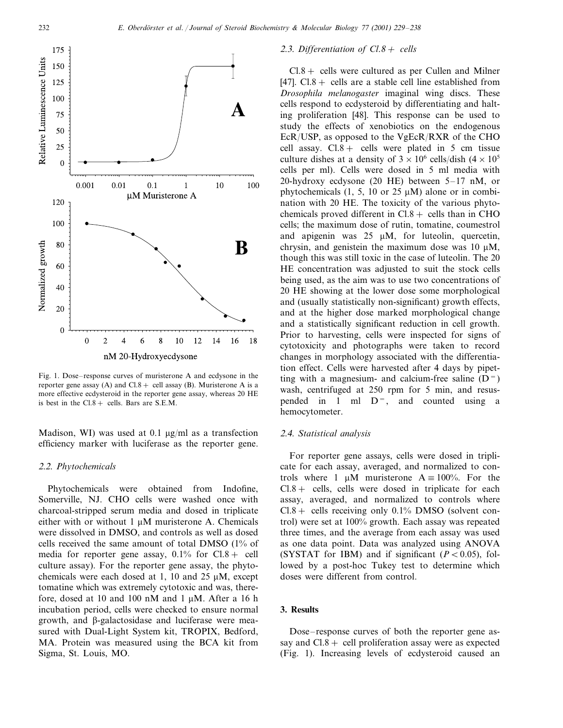Fig. 1. Dose–response curves of muristerone A and ecdysone in the reporter gene assay (A) and Cl.8 + cell assay (B). Muristerone A is a more effective ecdysteroid in the reporter gene assay, whereas 20 HE is best in the Cl.8 + cells. Bars are S.E.M.

Madison, WI) was used at 0.1 μg/ml as a transfection efficiency marker with luciferase as the reporter gene.

### 2.2. Phytochemicals

Phytochemicals were obtained from Indofine, Somerville, NJ. CHO cells were washed once with charcoal-stripped serum media and dosed in triplicate either with or without 1 μM muristerone A. Chemicals were dissolved in DMSO, and controls as well as dosed cells received the same amount of total DMSO (1% of media for reporter gene assay, 0.1% for Cl.8 + cell culture assay). For the reporter gene assay, the phytochemicals were each dosed at 1, 10 and 25 μM, except tomatine which was extremely cytotoxic and was, therefore, dosed at 10 and 100 nM and 1 μM. After a 16 h incubation period, cells were checked to ensure normal growth, and β-galactosidase and luciferase were measured with Dual-Light System kit, TROPIX, Bedford, MA. Protein was measured using the BCA kit from Sigma, St. Louis, MO.

### 2.3. Differentiation of Cl.8 + cells

Cl.8 + cells were cultured as per Cullen and Milner [47]. Cl.8 + cells are a stable cell line established from *Drosophila melanogaster* imaginal wing discs. These cells respond to ecdysteroid by differentiating and halting proliferation [48]. This response can be used to study the effects of xenobiotics on the endogenous EcR/USP, as opposed to the VgEcR/RXR of the CHO cell assay. Cl.8 + cells were plated in 5 cm tissue culture dishes at a density of $3 \times 10^6$ cells/dish ($4 \times 10^5$ cells per ml). Cells were dosed in 5 ml media with 20-hydroxy ecdysone (20 HE) between 5–17 nM, or phytochemicals (1, 5, 10 or 25 μM) alone or in combination with 20 HE. The toxicity of the various phytochemicals proved different in Cl.8 + cells than in CHO cells; the maximum dose of rutin, tomatine, coumestrol and apigenin was 25 μM, for luteolin, quercetin, chrysin, and genistein the maximum dose was 10 μM, though this was still toxic in the case of luteolin. The 20 HE concentration was adjusted to suit the stock cells being used, as the aim was to use two concentrations of 20 HE showing at the lower dose some morphological and (usually statistically non-significant) growth effects, and at the higher dose marked morphological change and a statistically significant reduction in cell growth. Prior to harvesting, cells were inspected for signs of cytotoxicity and photographs were taken to record changes in morphology associated with the differentiation effect. Cells were harvested after 4 days by pipetting with a magnesium- and calcium-free saline ($D^=$) wash, centrifuged at 250 rpm for 5 min, and resuspended in 1 ml $D^=$, and counted using a hemocytometer.

### 2.4. Statistical analysis

For reporter gene assays, cells were dosed in triplicate for each assay, averaged, and normalized to controls where 1 μM muristerone A ≡ 100%. For the Cl.8 + cells, cells were dosed in triplicate for each assay, averaged, and normalized to controls where Cl.8 + cells receiving only 0.1% DMSO (solvent control) were set at 100% growth. Each assay was repeated three times, and the average from each assay was used as one data point. Data was analyzed using ANOVA (SYSTAT for IBM) and if significant ($P < 0.05$), followed by a post-hoc Tukey test to determine which doses were different from control.

## 3. Results

Dose–response curves of both the reporter gene assay and Cl.8 + cell proliferation assay were as expected (Fig. 1). Increasing levels of ecdysteroid caused an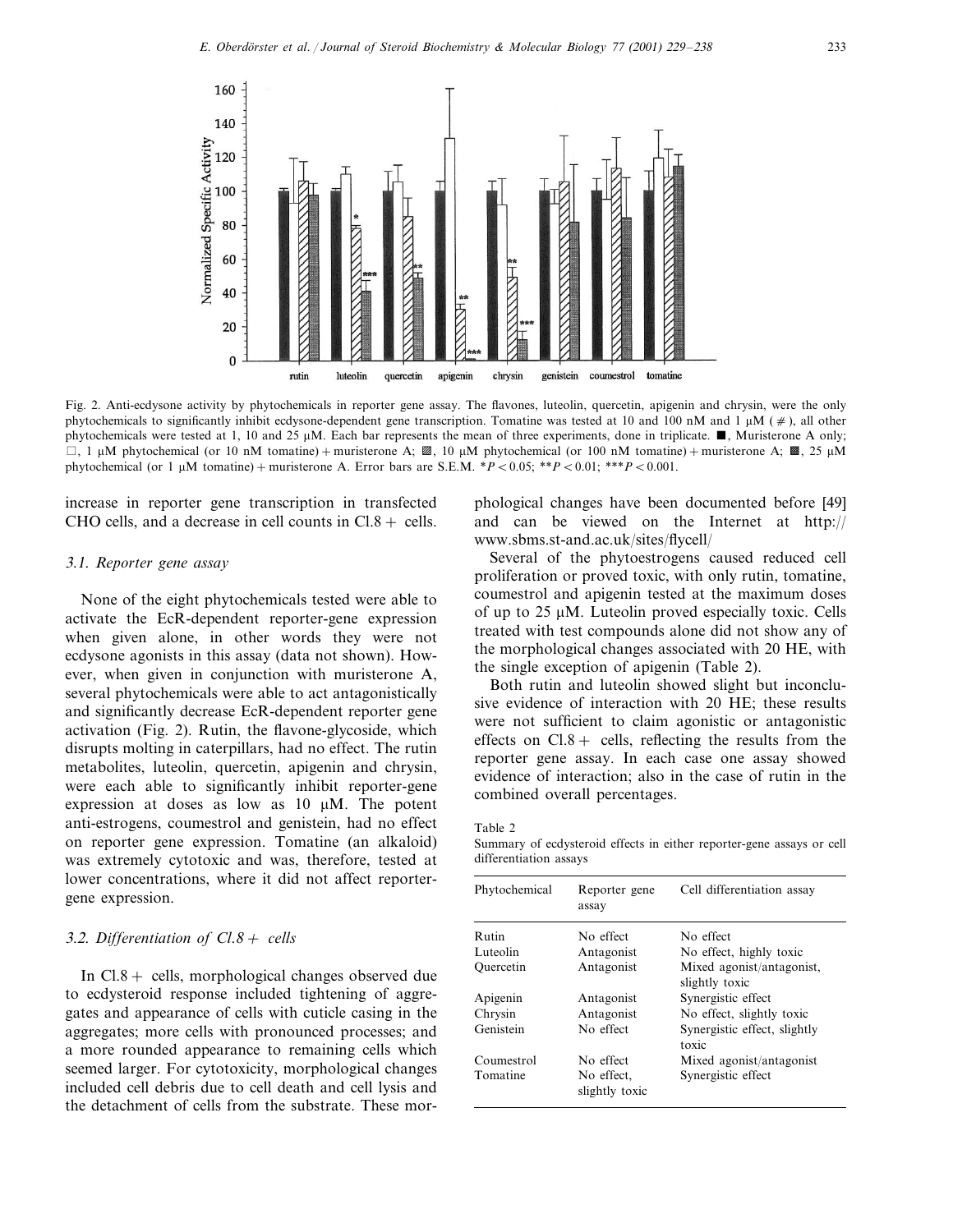Fig. 2. Anti-ecdysone activity by phytochemicals in reporter gene assay. The flavones, luteolin, quercetin, apigenin and chrysin, were the only phytochemicals to significantly inhibit ecdysone-dependent gene transcription. Tomatine was tested at 10 and 100 nM and 1 μM ( # ), all other phytochemicals were tested at 1, 10 and 25 μM. Each bar represents the mean of three experiments, done in triplicate. ■, Muristerone A only; □, 1 μM phytochemical (or 10 nM tomatine) + muristerone A; ▨, 10 μM phytochemical (or 100 nM tomatine) + muristerone A; ▩, 25 μM phytochemical (or 1 μM tomatine) + muristerone A. Error bars are S.E.M. $*P<0.05$; $**P<0.01$; $***P<0.001$.

increase in reporter gene transcription in transfected CHO cells, and a decrease in cell counts in Cl.8 + cells.

### 3.1. Reporter gene assay

None of the eight phytochemicals tested were able to activate the EcR-dependent reporter-gene expression when given alone, in other words they were not ecdysone agonists in this assay (data not shown). However, when given in conjunction with muristerone A, several phytochemicals were able to act antagonistically and significantly decrease EcR-dependent reporter gene activation (Fig. 2). Rutin, the flavone-glycoside, which disrupts molting in caterpillars, had no effect. The rutin metabolites, luteolin, quercetin, apigenin and chrysin, were each able to significantly inhibit reporter-gene expression at doses as low as 10 μM. The potent anti-estrogens, coumestrol and genistein, had no effect on reporter gene expression. Tomatine (an alkaloid) was extremely cytotoxic and was, therefore, tested at lower concentrations, where it did not affect reporter-gene expression.

### 3.2. Differentiation of Cl.8 + cells

In Cl.8 + cells, morphological changes observed due to ecdysteroid response included tightening of aggregates and appearance of cells with cuticle casing in the aggregates; more cells with pronounced processes; and a more rounded appearance to remaining cells which seemed larger. For cytotoxicity, morphological changes included cell debris due to cell death and cell lysis and the detachment of cells from the substrate. These morphological changes have been documented before [49] and can be viewed on the Internet at http://www.sbms.st-and.ac.uk/sites/flycell/

Several of the phytoestrogens caused reduced cell proliferation or proved toxic, with only rutin, tomatine, coumestrol and apigenin tested at the maximum doses of up to 25 μM. Luteolin proved especially toxic. Cells treated with test compounds alone did not show any of the morphological changes associated with 20 HE, with the single exception of apigenin (Table 2).

Both rutin and luteolin showed slight but inconclusive evidence of interaction with 20 HE; these results were not sufficient to claim agonistic or antagonistic effects on Cl.8 + cells, reflecting the results from the reporter gene assay. In each case one assay showed evidence of interaction; also in the case of rutin in the combined overall percentages.

Table 2
Summary of ecdysteroid effects in either reporter-gene assays or cell differentiation assays

| Phytochemical | Reporter gene assay | Cell differentiation assay |
|---|---|---|
| Rutin | No effect | No effect |
| Luteolin | Antagonist | No effect, highly toxic |
| Quercetin | Antagonist | Mixed agonist/antagonist, slightly toxic |
| Apigenin | Antagonist | Synergistic effect |
| Chrysin | Antagonist | No effect, slightly toxic |
| Genistein | No effect | Synergistic effect, slightly toxic |
| Coumestrol | No effect | Mixed agonist/antagonist |
| Tomatine | No effect, slightly toxic | Synergistic effect |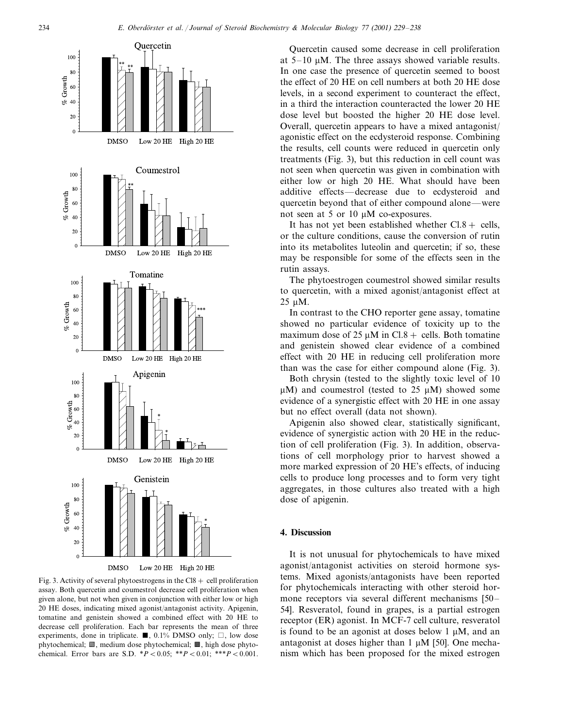Fig. 3. Activity of several phytoestrogens in the Cl8 + cell proliferation assay. Both quercetin and coumestrol decrease cell proliferation when given alone, but not when given in conjunction with either low or high 20 HE doses, indicating mixed agonist/antagonist activity. Apigenin, tomatine and genistein showed a combined effect with 20 HE to decrease cell proliferation. Each bar represents the mean of three experiments, done in triplicate. ■, 0.1% DMSO only; □, low dose phytochemical; ▨, medium dose phytochemical; ▩, high dose phytochemical. Error bars are S.D. *$P < 0.05$; **$P < 0.01$; ***$P < 0.001$.

Quercetin caused some decrease in cell proliferation at 5–10 μM. The three assays showed variable results. In one case the presence of quercetin seemed to boost the effect of 20 HE on cell numbers at both 20 HE dose levels, in a second experiment to counteract the effect, in a third the interaction counteracted the lower 20 HE dose level but boosted the higher 20 HE dose level. Overall, quercetin appears to have a mixed antagonist/agonistic effect on the ecdysteroid response. Combining the results, cell counts were reduced in quercetin only treatments (Fig. 3), but this reduction in cell count was not seen when quercetin was given in combination with either low or high 20 HE. What should have been additive effects—decrease due to ecdysteroid and quercetin beyond that of either compound alone—were not seen at 5 or 10 μM co-exposures.

It has not yet been established whether Cl.8 + cells, or the culture conditions, cause the conversion of rutin into its metabolites luteolin and quercetin; if so, these may be responsible for some of the effects seen in the rutin assays.

The phytoestrogen coumestrol showed similar results to quercetin, with a mixed agonist/antagonist effect at 25 μM.

In contrast to the CHO reporter gene assay, tomatine showed no particular evidence of toxicity up to the maximum dose of 25 μM in Cl.8 + cells. Both tomatine and genistein showed clear evidence of a combined effect with 20 HE in reducing cell proliferation more than was the case for either compound alone (Fig. 3).

Both chrysin (tested to the slightly toxic level of 10 μM) and coumestrol (tested to 25 μM) showed some evidence of a synergistic effect with 20 HE in one assay but no effect overall (data not shown).

Apigenin also showed clear, statistically significant, evidence of synergistic action with 20 HE in the reduction of cell proliferation (Fig. 3). In addition, observations of cell morphology prior to harvest showed a more marked expression of 20 HE's effects, of inducing cells to produce long processes and to form very tight aggregates, in those cultures also treated with a high dose of apigenin.

## 4. Discussion

It is not unusual for phytochemicals to have mixed agonist/antagonist activities on steroid hormone systems. Mixed agonists/antagonists have been reported for phytochemicals interacting with other steroid hormone receptors via several different mechanisms [50–54]. Resveratol, found in grapes, is a partial estrogen receptor (ER) agonist. In MCF-7 cell culture, resveratol is found to be an agonist at doses below 1 μM, and an antagonist at doses higher than 1 μM [50]. One mechanism which has been proposed for the mixed estrogen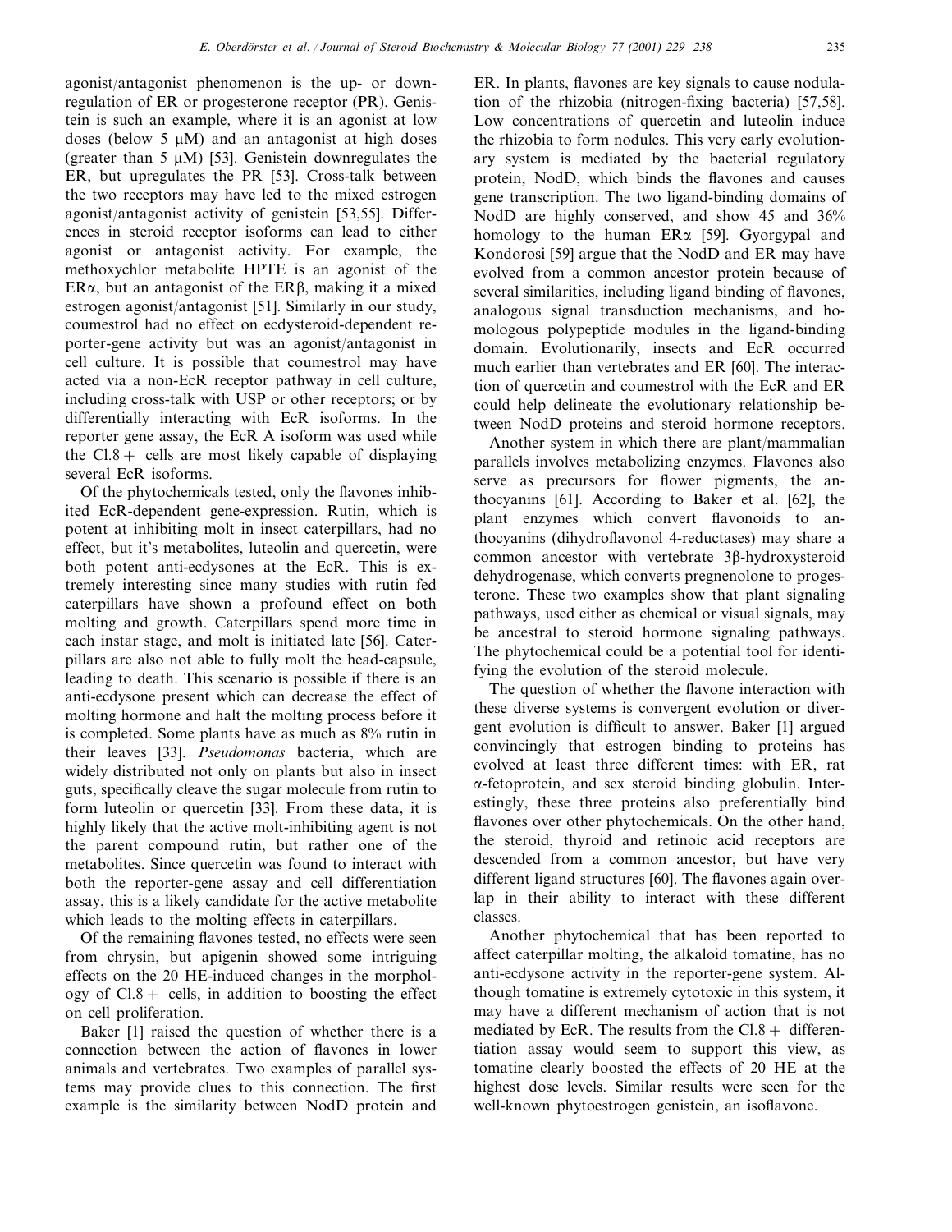agonist/antagonist phenomenon is the up- or down-regulation of ER or progesterone receptor (PR). Genistein is such an example, where it is an agonist at low doses (below 5 μM) and an antagonist at high doses (greater than 5 μM) [53]. Genistein downregulates the ER, but upregulates the PR [53]. Cross-talk between the two receptors may have led to the mixed estrogen agonist/antagonist activity of genistein [53,55]. Differences in steroid receptor isoforms can lead to either agonist or antagonist activity. For example, the methoxychlor metabolite HPTE is an agonist of the ERα, but an antagonist of the ERβ, making it a mixed estrogen agonist/antagonist [51]. Similarly in our study, coumestrol had no effect on ecdysteroid-dependent reporter-gene activity but was an agonist/antagonist in cell culture. It is possible that coumestrol may have acted via a non-EcR receptor pathway in cell culture, including cross-talk with USP or other receptors; or by differentially interacting with EcR isoforms. In the reporter gene assay, the EcR A isoform was used while the Cl.8+ cells are most likely capable of displaying several EcR isoforms.

Of the phytochemicals tested, only the flavones inhibited EcR-dependent gene-expression. Rutin, which is potent at inhibiting molt in insect caterpillars, had no effect, but it's metabolites, luteolin and quercetin, were both potent anti-ecdysones at the EcR. This is extremely interesting since many studies with rutin fed caterpillars have shown a profound effect on both molting and growth. Caterpillars spend more time in each instar stage, and molt is initiated late [56]. Caterpillars are also not able to fully molt the head-capsule, leading to death. This scenario is possible if there is an anti-ecdysone present which can decrease the effect of molting hormone and halt the molting process before it is completed. Some plants have as much as 8% rutin in their leaves [33]. *Pseudomonas* bacteria, which are widely distributed not only on plants but also in insect guts, specifically cleave the sugar molecule from rutin to form luteolin or quercetin [33]. From these data, it is highly likely that the active molt-inhibiting agent is not the parent compound rutin, but rather one of the metabolites. Since quercetin was found to interact with both the reporter-gene assay and cell differentiation assay, this is a likely candidate for the active metabolite which leads to the molting effects in caterpillars.

Of the remaining flavones tested, no effects were seen from chrysin, but apigenin showed some intriguing effects on the 20 HE-induced changes in the morphology of Cl.8+ cells, in addition to boosting the effect on cell proliferation.

Baker [1] raised the question of whether there is a connection between the action of flavones in lower animals and vertebrates. Two examples of parallel systems may provide clues to this connection. The first example is the similarity between NodD protein and ER. In plants, flavones are key signals to cause nodulation of the rhizobia (nitrogen-fixing bacteria) [57,58]. Low concentrations of quercetin and luteolin induce the rhizobia to form nodules. This very early evolutionary system is mediated by the bacterial regulatory protein, NodD, which binds the flavones and causes gene transcription. The two ligand-binding domains of NodD are highly conserved, and show 45 and 36% homology to the human ERα [59]. Gyorgypal and Kondorosi [59] argue that the NodD and ER may have evolved from a common ancestor protein because of several similarities, including ligand binding of flavones, analogous signal transduction mechanisms, and homologous polypeptide modules in the ligand-binding domain. Evolutionarily, insects and EcR occurred much earlier than vertebrates and ER [60]. The interaction of quercetin and coumestrol with the EcR and ER could help delineate the evolutionary relationship between NodD proteins and steroid hormone receptors.

Another system in which there are plant/mammalian parallels involves metabolizing enzymes. Flavones also serve as precursors for flower pigments, the anthocyanins [61]. According to Baker et al. [62], the plant enzymes which convert flavonoids to anthocyanins (dihydroflavonol 4-reductases) may share a common ancestor with vertebrate 3β-hydroxysteroid dehydrogenase, which converts pregnenolone to progesterone. These two examples show that plant signaling pathways, used either as chemical or visual signals, may be ancestral to steroid hormone signaling pathways. The phytochemical could be a potential tool for identifying the evolution of the steroid molecule.

The question of whether the flavone interaction with these diverse systems is convergent evolution or divergent evolution is difficult to answer. Baker [1] argued convincingly that estrogen binding to proteins has evolved at least three different times: with ER, rat α-fetoprotein, and sex steroid binding globulin. Interestingly, these three proteins also preferentially bind flavones over other phytochemicals. On the other hand, the steroid, thyroid and retinoic acid receptors are descended from a common ancestor, but have very different ligand structures [60]. The flavones again overlap in their ability to interact with these different classes.

Another phytochemical that has been reported to affect caterpillar molting, the alkaloid tomatine, has no anti-ecdysone activity in the reporter-gene system. Although tomatine is extremely cytotoxic in this system, it may have a different mechanism of action that is not mediated by EcR. The results from the Cl.8+ differentiation assay would seem to support this view, as tomatine clearly boosted the effects of 20 HE at the highest dose levels. Similar results were seen for the well-known phytoestrogen genistein, an isoflavone.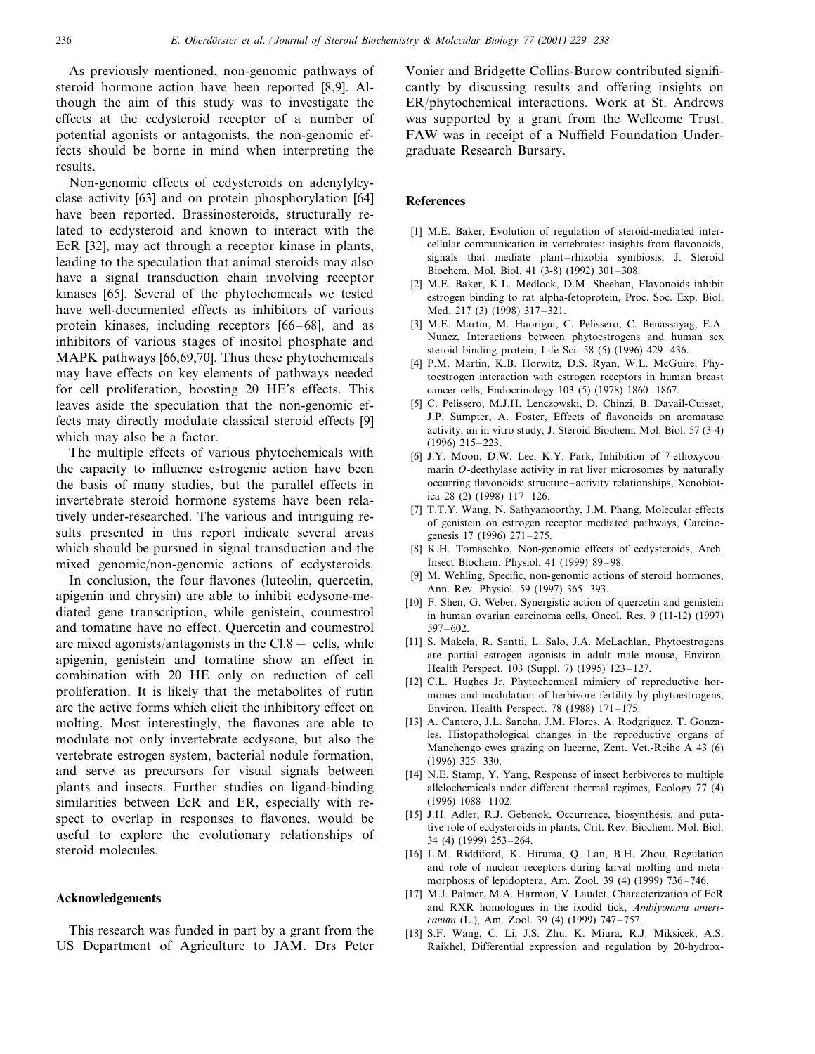As previously mentioned, non-genomic pathways of steroid hormone action have been reported [8,9]. Although the aim of this study was to investigate the effects at the ecdysteroid receptor of a number of potential agonists or antagonists, the non-genomic effects should be borne in mind when interpreting the results.

Non-genomic effects of ecdysteroids on adenylylcyclase activity [63] and on protein phosphorylation [64] have been reported. Brassinosteroids, structurally related to ecdysteroid and known to interact with the EcR [32], may act through a receptor kinase in plants, leading to the speculation that animal steroids may also have a signal transduction chain involving receptor kinases [65]. Several of the phytochemicals we tested have well-documented effects as inhibitors of various protein kinases, including receptors [66–68], and as inhibitors of various stages of inositol phosphate and MAPK pathways [66,69,70]. Thus these phytochemicals may have effects on key elements of pathways needed for cell proliferation, boosting 20 HE's effects. This leaves aside the speculation that the non-genomic effects may directly modulate classical steroid effects [9] which may also be a factor.

The multiple effects of various phytochemicals with the capacity to influence estrogenic action have been the basis of many studies, but the parallel effects in invertebrate steroid hormone systems have been relatively under-researched. The various and intriguing results presented in this report indicate several areas which should be pursued in signal transduction and the mixed genomic/non-genomic actions of ecdysteroids.

In conclusion, the four flavones (luteolin, quercetin, apigenin and chrysin) are able to inhibit ecdysone-mediated gene transcription, while genistein, coumestrol and tomatine have no effect. Quercetin and coumestrol are mixed agonists/antagonists in the Cl.8 + cells, while apigenin, genistein and tomatine show an effect in combination with 20 HE only on reduction of cell proliferation. It is likely that the metabolites of rutin are the active forms which elicit the inhibitory effect on molting. Most interestingly, the flavones are able to modulate not only invertebrate ecdysone, but also the vertebrate estrogen system, bacterial nodule formation, and serve as precursors for visual signals between plants and insects. Further studies on ligand-binding similarities between EcR and ER, especially with respect to overlap in responses to flavones, would be useful to explore the evolutionary relationships of steroid molecules.

## Acknowledgements

This research was funded in part by a grant from the US Department of Agriculture to JAM. Drs Peter Vonier and Bridgette Collins-Burow contributed significantly by discussing results and offering insights on ER/phytochemical interactions. Work at St. Andrews was supported by a grant from the Wellcome Trust. FAW was in receipt of a Nuffield Foundation Undergraduate Research Bursary.

## References

[1] M.E. Baker, Evolution of regulation of steroid-mediated intercellular communication in vertebrates: insights from flavonoids, signals that mediate plant–rhizobia symbiosis, J. Steroid Biochem. Mol. Biol. 41 (3-8) (1992) 301–308.

[2] M.E. Baker, K.L. Medlock, D.M. Sheehan, Flavonoids inhibit estrogen binding to rat alpha-fetoprotein, Proc. Soc. Exp. Biol. Med. 217 (3) (1998) 317–321.

[3] M.E. Martin, M. Haorigui, C. Pelissero, C. Benassayag, E.A. Nunez, Interactions between phytoestrogens and human sex steroid binding protein, Life Sci. 58 (5) (1996) 429–436.

[4] P.M. Martin, K.B. Horwitz, D.S. Ryan, W.L. McGuire, Phytoestrogen interaction with estrogen receptors in human breast cancer cells, Endocrinology 103 (5) (1978) 1860–1867.

[5] C. Pelissero, M.J.H. Lenczowski, D. Chinzi, B. Davail-Cuisset, J.P. Sumpter, A. Foster, Effects of flavonoids on aromatase activity, an in vitro study, J. Steroid Biochem. Mol. Biol. 57 (3-4) (1996) 215–223.

[6] J.Y. Moon, D.W. Lee, K.Y. Park, Inhibition of 7-ethoxycoumarin *O*-deethylase activity in rat liver microsomes by naturally occurring flavonoids: structure–activity relationships, Xenobiotica 28 (2) (1998) 117–126.

[7] T.T.Y. Wang, N. Sathyamoorthy, J.M. Phang, Molecular effects of genistein on estrogen receptor mediated pathways, Carcinogenesis 17 (1996) 271–275.

[8] K.H. Tomaschko, Non-genomic effects of ecdysteroids, Arch. Insect Biochem. Physiol. 41 (1999) 89–98.

[9] M. Wehling, Specific, non-genomic actions of steroid hormones, Ann. Rev. Physiol. 59 (1997) 365–393.

[10] F. Shen, G. Weber, Synergistic action of quercetin and genistein in human ovarian carcinoma cells, Oncol. Res. 9 (11-12) (1997) 597–602.

[11] S. Makela, R. Santti, L. Salo, J.A. McLachlan, Phytoestrogens are partial estrogen agonists in adult male mouse, Environ. Health Perspect. 103 (Suppl. 7) (1995) 123–127.

[12] C.L. Hughes Jr, Phytochemical mimicry of reproductive hormones and modulation of herbivore fertility by phytoestrogens, Environ. Health Perspect. 78 (1988) 171–175.

[13] A. Cantero, J.L. Sancha, J.M. Flores, A. Rodgriguez, T. Gonzales, Histopathological changes in the reproductive organs of Manchengo ewes grazing on lucerne, Zent. Vet.-Reihe A 43 (6) (1996) 325–330.

[14] N.E. Stamp, Y. Yang, Response of insect herbivores to multiple allelochemicals under different thermal regimes, Ecology 77 (4) (1996) 1088–1102.

[15] J.H. Adler, R.J. Gebenok, Occurrence, biosynthesis, and putative role of ecdysteroids in plants, Crit. Rev. Biochem. Mol. Biol. 34 (4) (1999) 253–264.

[16] L.M. Riddiford, K. Hiruma, Q. Lan, B.H. Zhou, Regulation and role of nuclear receptors during larval molting and metamorphosis of lepidoptera, Am. Zool. 39 (4) (1999) 736–746.

[17] M.J. Palmer, M.A. Harmon, V. Laudet, Characterization of EcR and RXR homologues in the ixodid tick, *Amblyomma americanum* (L.), Am. Zool. 39 (4) (1999) 747–757.

[18] S.F. Wang, C. Li, J.S. Zhu, K. Miura, R.J. Miksicek, A.S. Raikhel, Differential expression and regulation by 20-hydrox-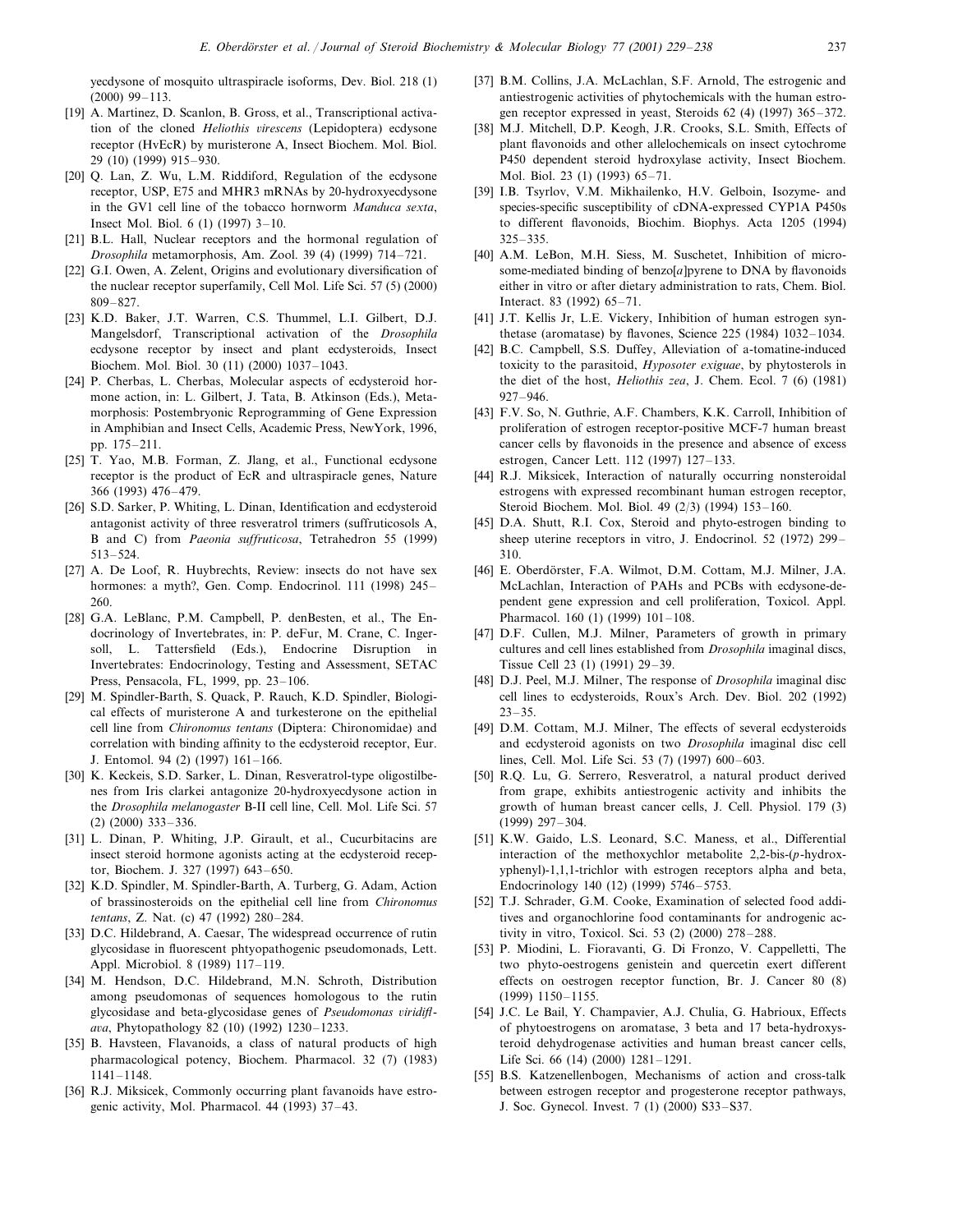yecdysone of mosquito ultraspiracle isoforms, Dev. Biol. 218 (1) (2000) 99–113.

[19] A. Martinez, D. Scanlon, B. Gross, et al., Transcriptional activation of the cloned *Heliothis virescens* (Lepidoptera) ecdysone receptor (HvEcR) by muristerone A, Insect Biochem. Mol. Biol. 29 (10) (1999) 915–930.

[20] Q. Lan, Z. Wu, L.M. Riddiford, Regulation of the ecdysone receptor, USP, E75 and MHR3 mRNAs by 20-hydroxyecdysone in the GV1 cell line of the tobacco hornworm *Manduca sexta*, Insect Mol. Biol. 6 (1) (1997) 3–10.

[21] B.L. Hall, Nuclear receptors and the hormonal regulation of *Drosophila* metamorphosis, Am. Zool. 39 (4) (1999) 714–721.

[22] G.I. Owen, A. Zelent, Origins and evolutionary diversification of the nuclear receptor superfamily, Cell Mol. Life Sci. 57 (5) (2000) 809–827.

[23] K.D. Baker, J.T. Warren, C.S. Thummel, L.I. Gilbert, D.J. Mangelsdorf, Transcriptional activation of the *Drosophila* ecdysone receptor by insect and plant ecdysteroids, Insect Biochem. Mol. Biol. 30 (11) (2000) 1037–1043.

[24] P. Cherbas, L. Cherbas, Molecular aspects of ecdysteroid hormone action, in: L. Gilbert, J. Tata, B. Atkinson (Eds.), Metamorphosis: Postembryonic Reprogramming of Gene Expression in Amphibian and Insect Cells, Academic Press, NewYork, 1996, pp. 175–211.

[25] T. Yao, M.B. Forman, Z. Jlang, et al., Functional ecdysone receptor is the product of EcR and ultraspiracle genes, Nature 366 (1993) 476–479.

[26] S.D. Sarker, P. Whiting, L. Dinan, Identification and ecdysteroid antagonist activity of three resveratrol trimers (suffruticosols A, B and C) from *Paeonia suffruticosa*, Tetrahedron 55 (1999) 513–524.

[27] A. De Loof, R. Huybrechts, Review: insects do not have sex hormones: a myth?, Gen. Comp. Endocrinol. 111 (1998) 245–260.

[28] G.A. LeBlanc, P.M. Campbell, P. denBesten, et al., The Endocrinology of Invertebrates, in: P. deFur, M. Crane, C. Ingersoll, L. Tattersfield (Eds.), Endocrine Disruption in Invertebrates: Endocrinology, Testing and Assessment, SETAC Press, Pensacola, FL, 1999, pp. 23–106.

[29] M. Spindler-Barth, S. Quack, P. Rauch, K.D. Spindler, Biological effects of muristerone A and turkesterone on the epithelial cell line from *Chironomus tentans* (Diptera: Chironomidae) and correlation with binding affinity to the ecdysteroid receptor, Eur. J. Entomol. 94 (2) (1997) 161–166.

[30] K. Keckeis, S.D. Sarker, L. Dinan, Resveratrol-type oligostilbenes from Iris clarkei antagonize 20-hydroxyecdysone action in the *Drosophila melanogaster* B-II cell line, Cell. Mol. Life Sci. 57 (2) (2000) 333–336.

[31] L. Dinan, P. Whiting, J.P. Girault, et al., Cucurbitacins are insect steroid hormone agonists acting at the ecdysteroid receptor, Biochem. J. 327 (1997) 643–650.

[32] K.D. Spindler, M. Spindler-Barth, A. Turberg, G. Adam, Action of brassinosteroids on the epithelial cell line from *Chironomus tentans*, Z. Nat. (c) 47 (1992) 280–284.

[33] D.C. Hildebrand, A. Caesar, The widespread occurrence of rutin glycosidase in fluorescent phtyopathogenic pseudomonads, Lett. Appl. Microbiol. 8 (1989) 117–119.

[34] M. Hendson, D.C. Hildebrand, M.N. Schroth, Distribution among pseudomonas of sequences homologous to the rutin glycosidase and beta-glycosidase genes of *Pseudomonas viridiflava*, Phytopathology 82 (10) (1992) 1230–1233.

[35] B. Havsteen, Flavanoids, a class of natural products of high pharmacological potency, Biochem. Pharmacol. 32 (7) (1983) 1141–1148.

[36] R.J. Miksicek, Commonly occurring plant favanoids have estrogenic activity, Mol. Pharmacol. 44 (1993) 37–43.

[37] B.M. Collins, J.A. McLachlan, S.F. Arnold, The estrogenic and antiestrogenic activities of phytochemicals with the human estrogen receptor expressed in yeast, Steroids 62 (4) (1997) 365–372.

[38] M.J. Mitchell, D.P. Keogh, J.R. Crooks, S.L. Smith, Effects of plant flavonoids and other allelochemicals on insect cytochrome P450 dependent steroid hydroxylase activity, Insect Biochem. Mol. Biol. 23 (1) (1993) 65–71.

[39] I.B. Tsyrlov, V.M. Mikhailenko, H.V. Gelboin, Isozyme- and species-specific susceptibility of cDNA-expressed CYP1A P450s to different flavonoids, Biochim. Biophys. Acta 1205 (1994) 325–335.

[40] A.M. LeBon, M.H. Siess, M. Suschetet, Inhibition of microsome-mediated binding of benzo[*a*]pyrene to DNA by flavonoids either in vitro or after dietary administration to rats, Chem. Biol. Interact. 83 (1992) 65–71.

[41] J.T. Kellis Jr, L.E. Vickery, Inhibition of human estrogen synthetase (aromatase) by flavones, Science 225 (1984) 1032–1034.

[42] B.C. Campbell, S.S. Duffey, Alleviation of a-tomatine-induced toxicity to the parasitoid, *Hyposoter exiguae*, by phytosterols in the diet of the host, *Heliothis zea*, J. Chem. Ecol. 7 (6) (1981) 927–946.

[43] F.V. So, N. Guthrie, A.F. Chambers, K.K. Carroll, Inhibition of proliferation of estrogen receptor-positive MCF-7 human breast cancer cells by flavonoids in the presence and absence of excess estrogen, Cancer Lett. 112 (1997) 127–133.

[44] R.J. Miksicek, Interaction of naturally occurring nonsteroidal estrogens with expressed recombinant human estrogen receptor, Steroid Biochem. Mol. Biol. 49 (2/3) (1994) 153–160.

[45] D.A. Shutt, R.I. Cox, Steroid and phyto-estrogen binding to sheep uterine receptors in vitro, J. Endocrinol. 52 (1972) 299–310.

[46] E. Oberdörster, F.A. Wilmot, D.M. Cottam, M.J. Milner, J.A. McLachlan, Interaction of PAHs and PCBs with ecdysone-dependent gene expression and cell proliferation, Toxicol. Appl. Pharmacol. 160 (1) (1999) 101–108.

[47] D.F. Cullen, M.J. Milner, Parameters of growth in primary cultures and cell lines established from *Drosophila* imaginal discs, Tissue Cell 23 (1) (1991) 29–39.

[48] D.J. Peel, M.J. Milner, The response of *Drosophila* imaginal disc cell lines to ecdysteroids, Roux's Arch. Dev. Biol. 202 (1992) 23–35.

[49] D.M. Cottam, M.J. Milner, The effects of several ecdysteroids and ecdysteroid agonists on two *Drosophila* imaginal disc cell lines, Cell. Mol. Life Sci. 53 (7) (1997) 600–603.

[50] R.Q. Lu, G. Serrero, Resveratrol, a natural product derived from grape, exhibits antiestrogenic activity and inhibits the growth of human breast cancer cells, J. Cell. Physiol. 179 (3) (1999) 297–304.

[51] K.W. Gaido, L.S. Leonard, S.C. Maness, et al., Differential interaction of the methoxychlor metabolite 2,2-bis-(*p*-hydroxyphenyl)-1,1,1-trichlor with estrogen receptors alpha and beta, Endocrinology 140 (12) (1999) 5746–5753.

[52] T.J. Schrader, G.M. Cooke, Examination of selected food additives and organochlorine food contaminants for androgenic activity in vitro, Toxicol. Sci. 53 (2) (2000) 278–288.

[53] P. Miodini, L. Fioravanti, G. Di Fronzo, V. Cappelletti, The two phyto-oestrogens genistein and quercetin exert different effects on oestrogen receptor function, Br. J. Cancer 80 (8) (1999) 1150–1155.

[54] J.C. Le Bail, Y. Champavier, A.J. Chulia, G. Habrioux, Effects of phytoestrogens on aromatase, 3 beta and 17 beta-hydroxysteroid dehydrogenase activities and human breast cancer cells, Life Sci. 66 (14) (2000) 1281–1291.

[55] B.S. Katzenellenbogen, Mechanisms of action and cross-talk between estrogen receptor and progesterone receptor pathways, J. Soc. Gynecol. Invest. 7 (1) (2000) S33–S37.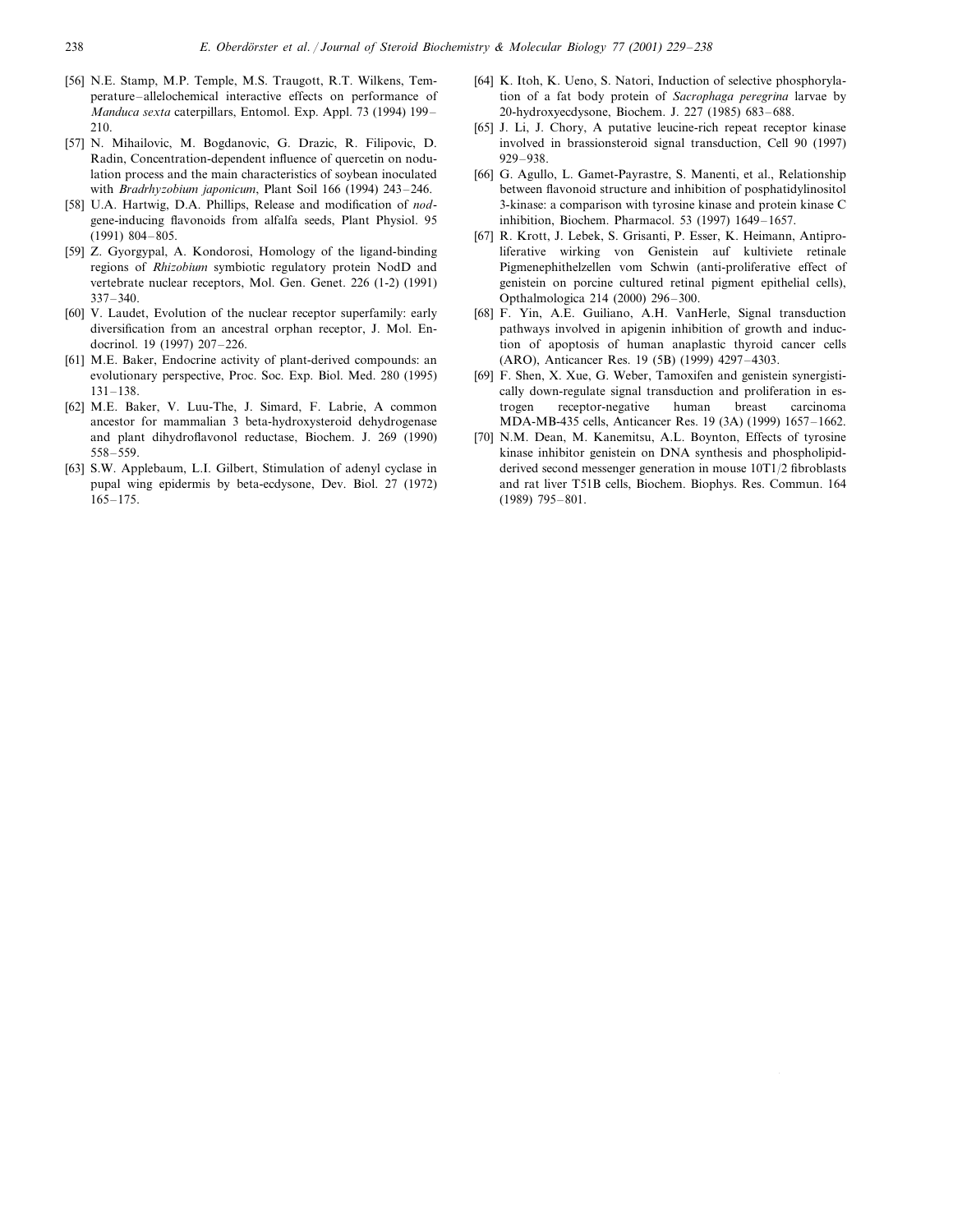[56] N.E. Stamp, M.P. Temple, M.S. Traugott, R.T. Wilkens, Temperature–allelochemical interactive effects on performance of *Manduca sexta* caterpillars, Entomol. Exp. Appl. 73 (1994) 199–210.

[57] N. Mihailovic, M. Bogdanovic, G. Drazic, R. Filipovic, D. Radin, Concentration-dependent influence of quercetin on nodulation process and the main characteristics of soybean inoculated with *Bradrhyzobium japonicum*, Plant Soil 166 (1994) 243–246.

[58] U.A. Hartwig, D.A. Phillips, Release and modification of *nod*-gene-inducing flavonoids from alfalfa seeds, Plant Physiol. 95 (1991) 804–805.

[59] Z. Gyorgypal, A. Kondorosi, Homology of the ligand-binding regions of *Rhizobium* symbiotic regulatory protein NodD and vertebrate nuclear receptors, Mol. Gen. Genet. 226 (1-2) (1991) 337–340.

[60] V. Laudet, Evolution of the nuclear receptor superfamily: early diversification from an ancestral orphan receptor, J. Mol. Endocrinol. 19 (1997) 207–226.

[61] M.E. Baker, Endocrine activity of plant-derived compounds: an evolutionary perspective, Proc. Soc. Exp. Biol. Med. 280 (1995) 131–138.

[62] M.E. Baker, V. Luu-The, J. Simard, F. Labrie, A common ancestor for mammalian 3 beta-hydroxysteroid dehydrogenase and plant dihydroflavonol reductase, Biochem. J. 269 (1990) 558–559.

[63] S.W. Applebaum, L.I. Gilbert, Stimulation of adenyl cyclase in pupal wing epidermis by beta-ecdysone, Dev. Biol. 27 (1972) 165–175.

[64] K. Itoh, K. Ueno, S. Natori, Induction of selective phosphorylation of a fat body protein of *Sacrophaga peregrina* larvae by 20-hydroxyecdysone, Biochem. J. 227 (1985) 683–688.

[65] J. Li, J. Chory, A putative leucine-rich repeat receptor kinase involved in brassionsteroid signal transduction, Cell 90 (1997) 929–938.

[66] G. Agullo, L. Gamet-Payrastre, S. Manenti, et al., Relationship between flavonoid structure and inhibition of posphatidylinositol 3-kinase: a comparison with tyrosine kinase and protein kinase C inhibition, Biochem. Pharmacol. 53 (1997) 1649–1657.

[67] R. Krott, J. Lebek, S. Grisanti, P. Esser, K. Heimann, Antiproliferative wirking von Genistein auf kultiviete retinale Pigmenephithelzellen vom Schwin (anti-proliferative effect of genistein on porcine cultured retinal pigment epithelial cells), Opthalmologica 214 (2000) 296–300.

[68] F. Yin, A.E. Guiliano, A.H. VanHerle, Signal transduction pathways involved in apigenin inhibition of growth and induction of apoptosis of human anaplastic thyroid cancer cells (ARO), Anticancer Res. 19 (5B) (1999) 4297–4303.

[69] F. Shen, X. Xue, G. Weber, Tamoxifen and genistein synergistically down-regulate signal transduction and proliferation in estrogen receptor-negative human breast carcinoma MDA-MB-435 cells, Anticancer Res. 19 (3A) (1999) 1657–1662.

[70] N.M. Dean, M. Kanemitsu, A.L. Boynton, Effects of tyrosine kinase inhibitor genistein on DNA synthesis and phospholipid-derived second messenger generation in mouse 10T1/2 fibroblasts and rat liver T51B cells, Biochem. Biophys. Res. Commun. 164 (1989) 795–801.